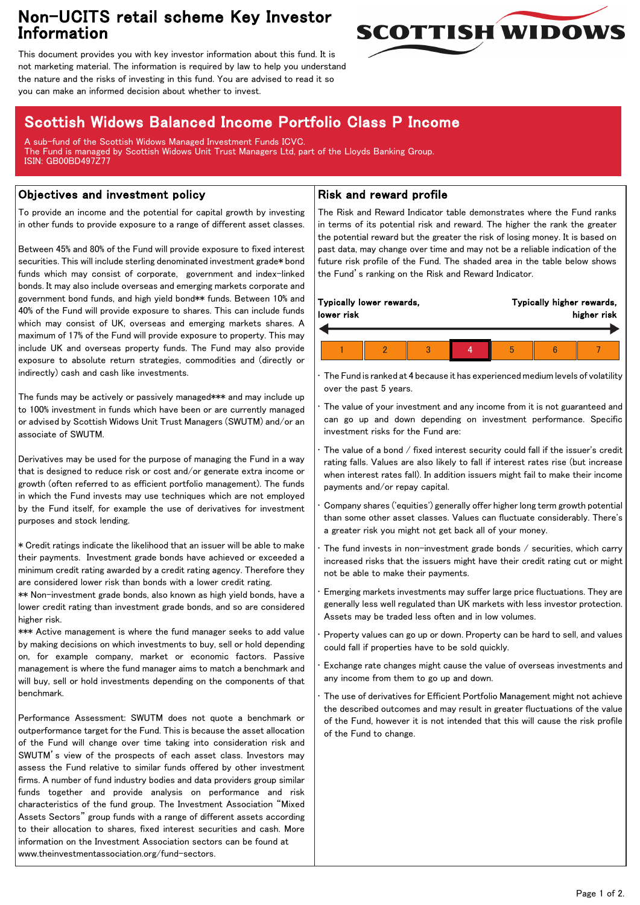# Non-UCITS retail scheme Key Investor Information

This document provides you with key investor information about this fund. It is not marketing material. The information is required by law to help you understand the nature and the risks of investing in this fund. You are advised to read it so you can make an informed decision about whether to invest.

## Scottish Widows Balanced Income Portfolio Class P Income

A sub-fund of the Scottish Widows Managed Investment Funds ICVC.
The Fund is managed by Scottish Widows Unit Trust Managers Ltd, part of the Lloyds Banking Group.
ISIN: GB00BD497Z77

### Objectives and investment policy

To provide an income and the potential for capital growth by investing in other funds to provide exposure to a range of different asset classes.

Between 45% and 80% of the Fund will provide exposure to fixed interest securities. This will include sterling denominated investment grade* bond funds which may consist of corporate, government and index-linked bonds. It may also include overseas and emerging markets corporate and government bond funds, and high yield bond** funds. Between 10% and 40% of the Fund will provide exposure to shares. This can include funds which may consist of UK, overseas and emerging markets shares. A maximum of 17% of the Fund will provide exposure to property. This may include UK and overseas property funds. The Fund may also provide exposure to absolute return strategies, commodities and (directly or indirectly) cash and cash like investments.

The funds may be actively or passively managed*** and may include up to 100% investment in funds which have been or are currently managed or advised by Scottish Widows Unit Trust Managers (SWUTM) and/or an associate of SWUTM.

Derivatives may be used for the purpose of managing the Fund in a way that is designed to reduce risk or cost and/or generate extra income or growth (often referred to as efficient portfolio management). The funds in which the Fund invests may use techniques which are not employed by the Fund itself, for example the use of derivatives for investment purposes and stock lending.

* Credit ratings indicate the likelihood that an issuer will be able to make their payments. Investment grade bonds have achieved or exceeded a minimum credit rating awarded by a credit rating agency. Therefore they are considered lower risk than bonds with a lower credit rating.
** Non-investment grade bonds, also known as high yield bonds, have a lower credit rating than investment grade bonds, and so are considered higher risk.
*** Active management is where the fund manager seeks to add value by making decisions on which investments to buy, sell or hold depending on, for example company, market or economic factors. Passive management is where the fund manager aims to match a benchmark and will buy, sell or hold investments depending on the components of that benchmark.

Performance Assessment: SWUTM does not quote a benchmark or outperformance target for the Fund. This is because the asset allocation of the Fund will change over time taking into consideration risk and SWUTM's view of the prospects of each asset class. Investors may assess the Fund relative to similar funds offered by other investment firms. A number of fund industry bodies and data providers group similar funds together and provide analysis on performance and risk characteristics of the fund group. The Investment Association "Mixed Assets Sectors" group funds with a range of different assets according to their allocation to shares, fixed interest securities and cash. More information on the Investment Association sectors can be found at www.theinvestmentassociation.org/fund-sectors.

### Risk and reward profile

The Risk and Reward Indicator table demonstrates where the Fund ranks in terms of its potential risk and reward. The higher the rank the greater the potential reward but the greater the risk of losing money. It is based on past data, may change over time and may not be a reliable indication of the future risk profile of the Fund. The shaded area in the table below shows the Fund's ranking on the Risk and Reward Indicator.

**Typically lower rewards, lower risk** — **Typically higher rewards, higher risk**

| 1 | 2 | 3 | **4** | 5 | 6 | 7 |
|---|---|---|---|---|---|---|

- The Fund is ranked at 4 because it has experienced medium levels of volatility over the past 5 years.
- The value of your investment and any income from it is not guaranteed and can go up and down depending on investment performance. Specific investment risks for the Fund are:
- The value of a bond / fixed interest security could fall if the issuer's credit rating falls. Values are also likely to fall if interest rates rise (but increase when interest rates fall). In addition issuers might fail to make their income payments and/or repay capital.
- Company shares ('equities') generally offer higher long term growth potential than some other asset classes. Values can fluctuate considerably. There's a greater risk you might not get back all of your money.
- The fund invests in non-investment grade bonds / securities, which carry increased risks that the issuers might have their credit rating cut or might not be able to make their payments.
- Emerging markets investments may suffer large price fluctuations. They are generally less well regulated than UK markets with less investor protection. Assets may be traded less often and in low volumes.
- Property values can go up or down. Property can be hard to sell, and values could fall if properties have to be sold quickly.
- Exchange rate changes might cause the value of overseas investments and any income from them to go up and down.
- The use of derivatives for Efficient Portfolio Management might not achieve the described outcomes and may result in greater fluctuations of the value of the Fund, however it is not intended that this will cause the risk profile of the Fund to change.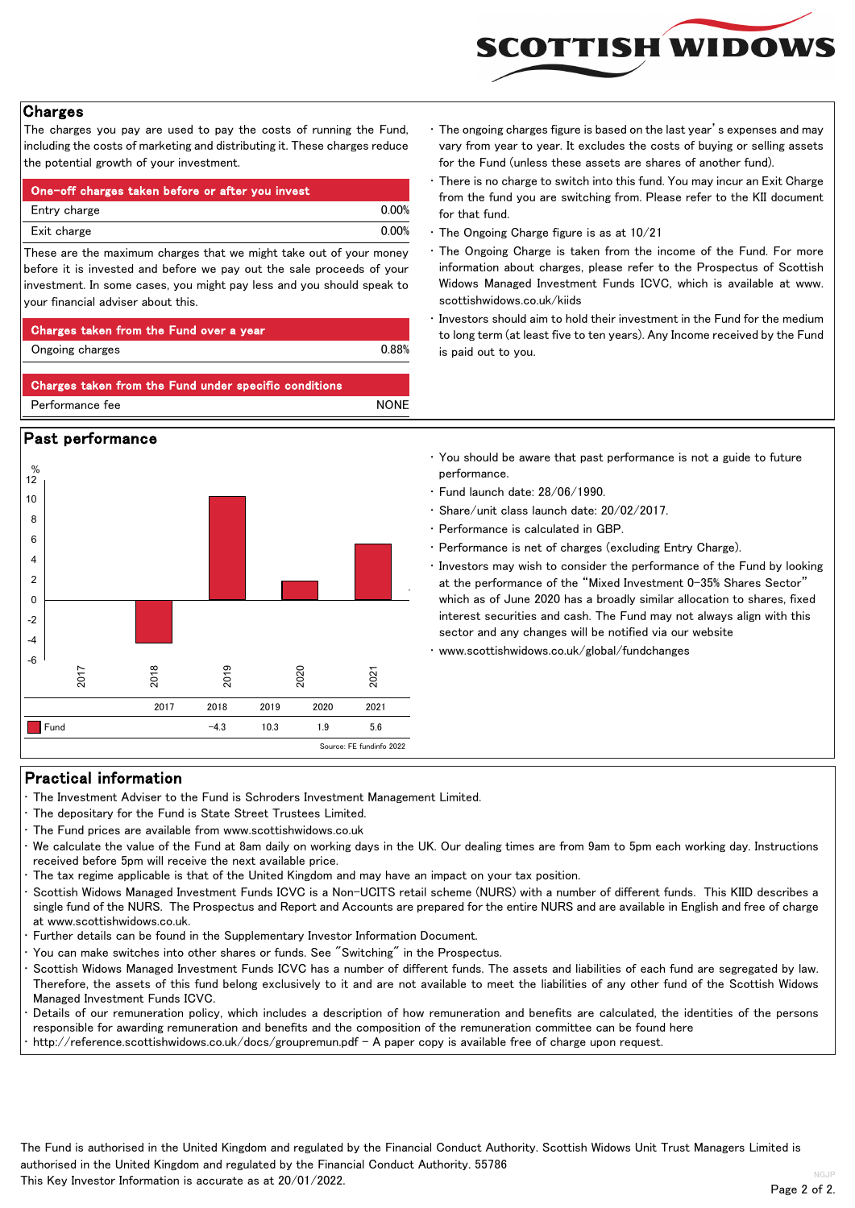## Charges

The charges you pay are used to pay the costs of running the Fund, including the costs of marketing and distributing it. These charges reduce the potential growth of your investment.

| One-off charges taken before or after you invest | |
|---|---|
| Entry charge | 0.00% |
| Exit charge | 0.00% |

These are the maximum charges that we might take out of your money before it is invested and before we pay out the sale proceeds of your investment. In some cases, you might pay less and you should speak to your financial adviser about this.

| Charges taken from the Fund over a year | |
|---|---|
| Ongoing charges | 0.88% |

| Charges taken from the Fund under specific conditions | |
|---|---|
| Performance fee | NONE |

- The ongoing charges figure is based on the last year's expenses and may vary from year to year. It excludes the costs of buying or selling assets for the Fund (unless these assets are shares of another fund).
- There is no charge to switch into this fund. You may incur an Exit Charge from the fund you are switching from. Please refer to the KII document for that fund.
- The Ongoing Charge figure is as at 10/21
- The Ongoing Charge is taken from the income of the Fund. For more information about charges, please refer to the Prospectus of Scottish Widows Managed Investment Funds ICVC, which is available at www.scottishwidows.co.uk/kiids
- Investors should aim to hold their investment in the Fund for the medium to long term (at least five to ten years). Any Income received by the Fund is paid out to you.

## Past performance

%
12
10
8
6
4
2
0
-2
-4
-6

2017 2018 2019 2020 2021

2017 2018 2019 2020 2021

Fund -4.3 10.3 1.9 5.6

Source: FE fundinfo 2022

- You should be aware that past performance is not a guide to future performance.
- Fund launch date: 28/06/1990.
- Share/unit class launch date: 20/02/2017.
- Performance is calculated in GBP.
- Performance is net of charges (excluding Entry Charge).
- Investors may wish to consider the performance of the Fund by looking at the performance of the "Mixed Investment 0-35% Shares Sector" which as of June 2020 has a broadly similar allocation to shares, fixed interest securities and cash. The Fund may not always align with this sector and any changes will be notified via our website
- www.scottishwidows.co.uk/global/fundchanges

## Practical information

- The Investment Adviser to the Fund is Schroders Investment Management Limited.
- The depositary for the Fund is State Street Trustees Limited.
- The Fund prices are available from www.scottishwidows.co.uk
- We calculate the value of the Fund at 8am daily on working days in the UK. Our dealing times are from 9am to 5pm each working day. Instructions received before 5pm will receive the next available price.
- The tax regime applicable is that of the United Kingdom and may have an impact on your tax position.
- Scottish Widows Managed Investment Funds ICVC is a Non-UCITS retail scheme (NURS) with a number of different funds. This KIID describes a single fund of the NURS. The Prospectus and Report and Accounts are prepared for the entire NURS and are available in English and free of charge at www.scottishwidows.co.uk.
- Further details can be found in the Supplementary Investor Information Document.
- You can make switches into other shares or funds. See "Switching" in the Prospectus.
- Scottish Widows Managed Investment Funds ICVC has a number of different funds. The assets and liabilities of each fund are segregated by law. Therefore, the assets of this fund belong exclusively to it and are not available to meet the liabilities of any other fund of the Scottish Widows Managed Investment Funds ICVC.
- Details of our remuneration policy, which includes a description of how remuneration and benefits are calculated, the identities of the persons responsible for awarding remuneration and benefits and the composition of the remuneration committee can be found here
- http://reference.scottishwidows.co.uk/docs/groupremun.pdf - A paper copy is available free of charge upon request.

The Fund is authorised in the United Kingdom and regulated by the Financial Conduct Authority. Scottish Widows Unit Trust Managers Limited is authorised in the United Kingdom and regulated by the Financial Conduct Authority. 55786
This Key Investor Information is accurate as at 20/01/2022.